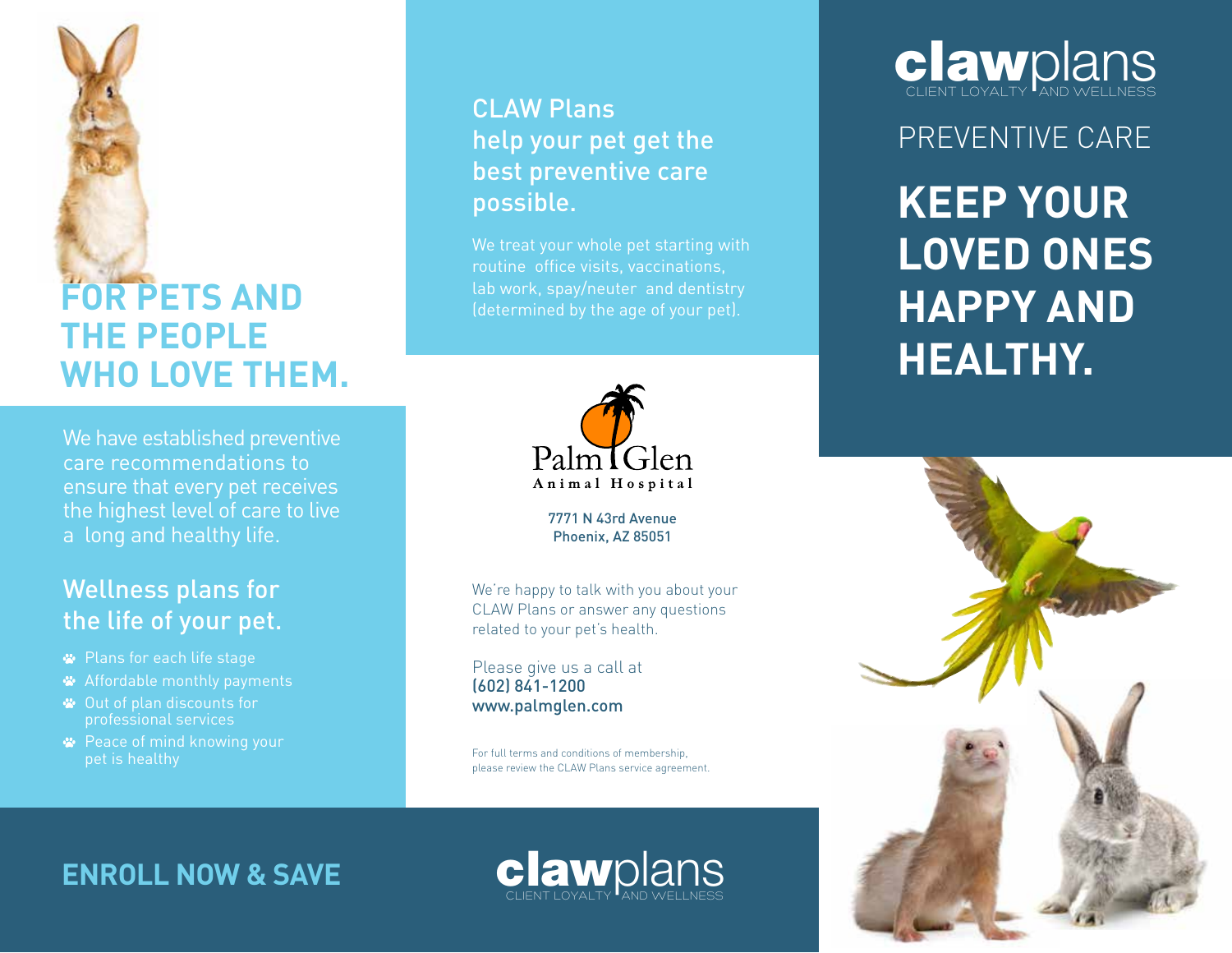# FOR PETS AND THE PEOPLE WHO LOVE THEM.

We have established preventive care recommendations to ensure that every pet receives the highest level of care to live a long and healthy life.

## Wellness plans for the life of your pet.

- Plans for each life stage
- Affordable monthly payments
- Out of plan discounts for professional services
- Peace of mind knowing your pet is healthy

## ENROLL NOW & SAVE

## CLAW Plans help your pet get the best preventive care possible.

We treat your whole pet starting with routine office visits, vaccinations, lab work, spay/neuter and dentistry (determined by the age of your pet).

Palm Glen Animal Hospital

7771 N 43rd Avenue
Phoenix, AZ 85051

We're happy to talk with you about your CLAW Plans or answer any questions related to your pet's health.

Please give us a call at
(602) 841-1200
www.palmglen.com

For full terms and conditions of membership, please review the CLAW Plans service agreement.

clawplans
CLIENT LOYALTY AND WELLNESS

clawplans
CLIENT LOYALTY AND WELLNESS

PREVENTIVE CARE

# KEEP YOUR LOVED ONES HAPPY AND HEALTHY.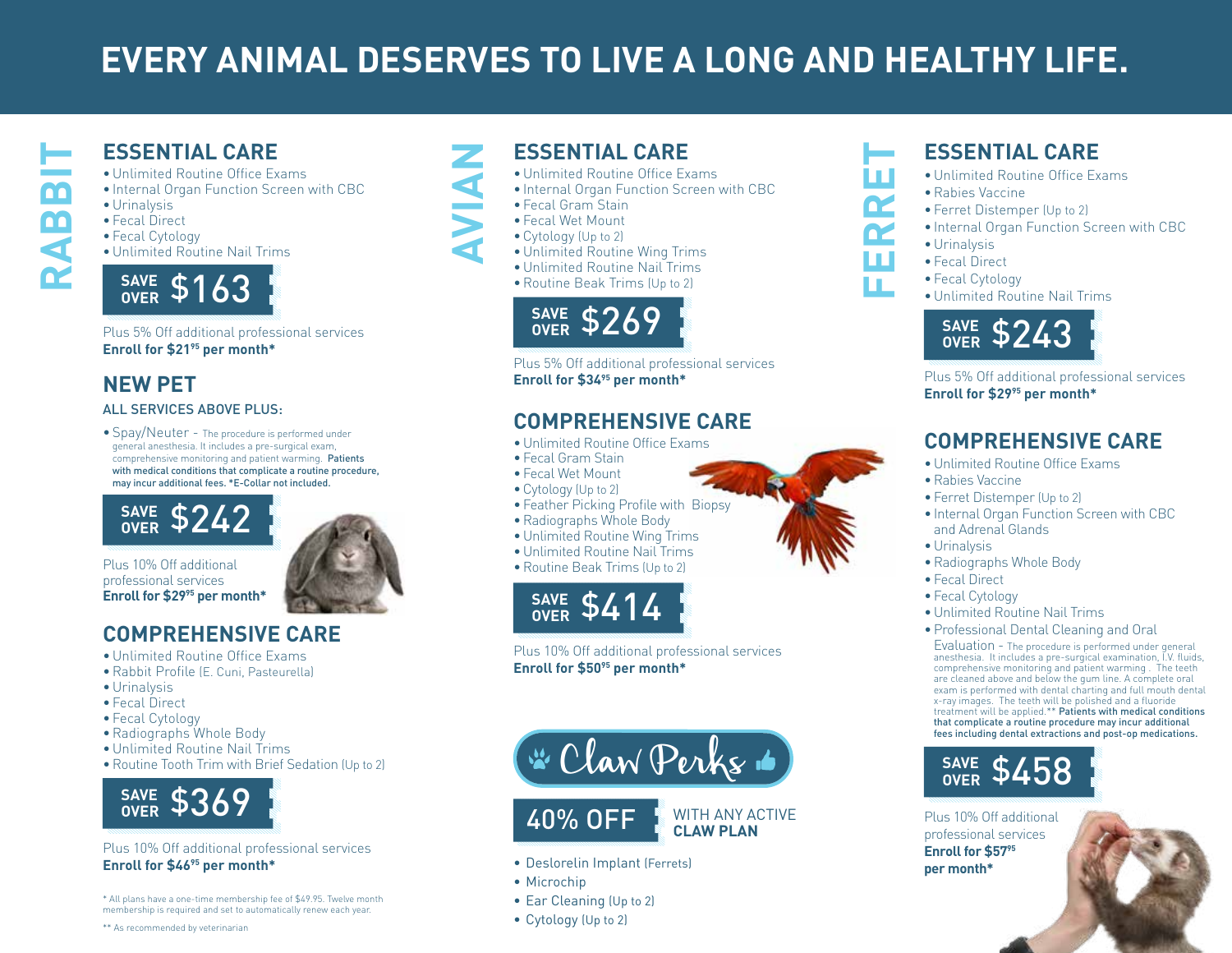# EVERY ANIMAL DESERVES TO LIVE A LONG AND HEALTHY LIFE.

## RABBIT

### ESSENTIAL CARE

- Unlimited Routine Office Exams
- Internal Organ Function Screen with CBC
- Urinalysis
- Fecal Direct
- Fecal Cytology
- Unlimited Routine Nail Trims

**SAVE OVER $163**

Plus 5% Off additional professional services
**Enroll for $21.95 per month***

### NEW PET

ALL SERVICES ABOVE PLUS:

- Spay/Neuter - The procedure is performed under general anesthesia. It includes a pre-surgical exam, comprehensive monitoring and patient warming. **Patients with medical conditions that complicate a routine procedure, may incur additional fees. *E-Collar not included.**

**SAVE OVER $242**

Plus 10% Off additional professional services
**Enroll for $29.95 per month***

### COMPREHENSIVE CARE

- Unlimited Routine Office Exams
- Rabbit Profile (E. Cuni, Pasteurella)
- Urinalysis
- Fecal Direct
- Fecal Cytology
- Radiographs Whole Body
- Unlimited Routine Nail Trims
- Routine Tooth Trim with Brief Sedation (Up to 2)

**SAVE OVER $369**

Plus 10% Off additional professional services
**Enroll for $46.95 per month***

* All plans have a one-time membership fee of $49.95. Twelve month membership is required and set to automatically renew each year.

** As recommended by veterinarian

## AVIAN

### ESSENTIAL CARE

- Unlimited Routine Office Exams
- Internal Organ Function Screen with CBC
- Fecal Gram Stain
- Fecal Wet Mount
- Cytology (Up to 2)
- Unlimited Routine Wing Trims
- Unlimited Routine Nail Trims
- Routine Beak Trims (Up to 2)

**SAVE OVER $269**

Plus 5% Off additional professional services
**Enroll for $34.95 per month***

### COMPREHENSIVE CARE

- Unlimited Routine Office Exams
- Fecal Gram Stain
- Fecal Wet Mount
- Cytology (Up to 2)
- Feather Picking Profile with Biopsy
- Radiographs Whole Body
- Unlimited Routine Wing Trims
- Unlimited Routine Nail Trims
- Routine Beak Trims (Up to 2)

**SAVE OVER $414**

Plus 10% Off additional professional services
**Enroll for $50.95 per month***

### Claw Perks

**40% OFF** WITH ANY ACTIVE **CLAW PLAN**

- Deslorelin Implant (Ferrets)
- Microchip
- Ear Cleaning (Up to 2)
- Cytology (Up to 2)

## FERRET

### ESSENTIAL CARE

- Unlimited Routine Office Exams
- Rabies Vaccine
- Ferret Distemper (Up to 2)
- Internal Organ Function Screen with CBC
- Urinalysis
- Fecal Direct
- Fecal Cytology
- Unlimited Routine Nail Trims

**SAVE OVER $243**

Plus 5% Off additional professional services
**Enroll for $29.95 per month***

### COMPREHENSIVE CARE

- Unlimited Routine Office Exams
- Rabies Vaccine
- Ferret Distemper (Up to 2)
- Internal Organ Function Screen with CBC and Adrenal Glands
- Urinalysis
- Radiographs Whole Body
- Fecal Direct
- Fecal Cytology
- Unlimited Routine Nail Trims
- Professional Dental Cleaning and Oral Evaluation - The procedure is performed under general anesthesia. It includes a pre-surgical examination, I.V. fluids, comprehensive monitoring and patient warming. The teeth are cleaned above and below the gum line. A complete oral exam is performed with dental charting and full mouth dental x-ray images. The teeth will be polished and a fluoride treatment will be applied.** **Patients with medical conditions that complicate a routine procedure may incur additional fees including dental extractions and post-op medications.**

**SAVE OVER $458**

Plus 10% Off additional professional services
**Enroll for $57.95 per month***